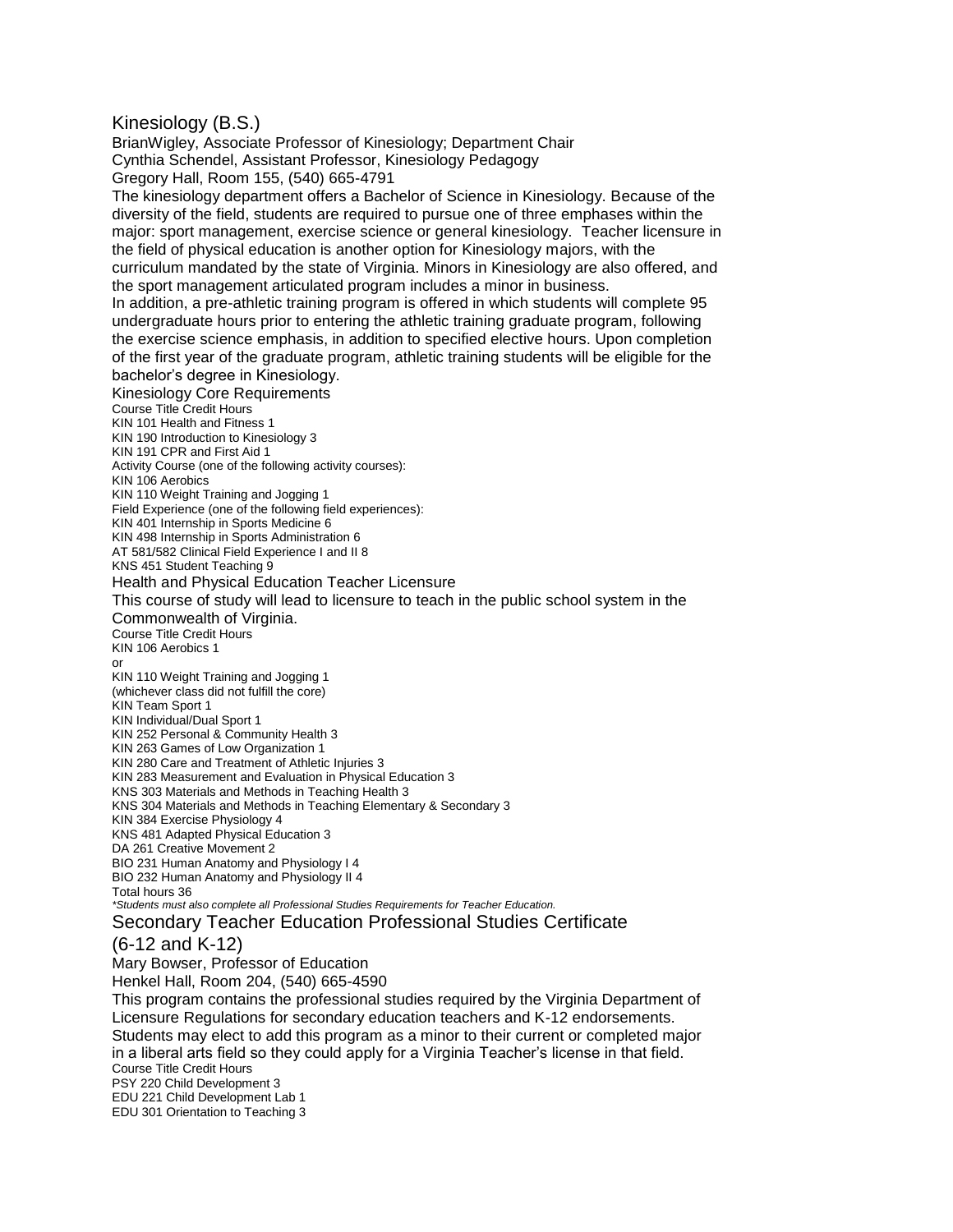# Kinesiology (B.S.)

BrianWigley, Associate Professor of Kinesiology; Department Chair
Cynthia Schendel, Assistant Professor, Kinesiology Pedagogy
Gregory Hall, Room 155, (540) 665-4791

The kinesiology department offers a Bachelor of Science in Kinesiology. Because of the diversity of the field, students are required to pursue one of three emphases within the major: sport management, exercise science or general kinesiology. Teacher licensure in the field of physical education is another option for Kinesiology majors, with the curriculum mandated by the state of Virginia. Minors in Kinesiology are also offered, and the sport management articulated program includes a minor in business.

In addition, a pre-athletic training program is offered in which students will complete 95 undergraduate hours prior to entering the athletic training graduate program, following the exercise science emphasis, in addition to specified elective hours. Upon completion of the first year of the graduate program, athletic training students will be eligible for the bachelor's degree in Kinesiology.

## Kinesiology Core Requirements

| Course Title | Credit Hours |
|---|---|
| KIN 101 Health and Fitness | 1 |
| KIN 190 Introduction to Kinesiology | 3 |
| KIN 191 CPR and First Aid | 1 |
| Activity Course (one of the following activity courses): | |
| KIN 106 Aerobics | |
| KIN 110 Weight Training and Jogging | 1 |
| Field Experience (one of the following field experiences): | |
| KIN 401 Internship in Sports Medicine | 6 |
| KIN 498 Internship in Sports Administration | 6 |
| AT 581/582 Clinical Field Experience I and II | 8 |
| KNS 451 Student Teaching | 9 |

## Health and Physical Education Teacher Licensure

This course of study will lead to licensure to teach in the public school system in the Commonwealth of Virginia.

| Course Title | Credit Hours |
|---|---|
| KIN 106 Aerobics | 1 |
| or | |
| KIN 110 Weight Training and Jogging | 1 |
| (whichever class did not fulfill the core) | |
| KIN Team Sport | 1 |
| KIN Individual/Dual Sport | 1 |
| KIN 252 Personal & Community Health | 3 |
| KIN 263 Games of Low Organization | 1 |
| KIN 280 Care and Treatment of Athletic Injuries | 3 |
| KIN 283 Measurement and Evaluation in Physical Education | 3 |
| KNS 303 Materials and Methods in Teaching Health | 3 |
| KNS 304 Materials and Methods in Teaching Elementary & Secondary | 3 |
| KIN 384 Exercise Physiology | 4 |
| KNS 481 Adapted Physical Education | 3 |
| DA 261 Creative Movement | 2 |
| BIO 231 Human Anatomy and Physiology I | 4 |
| BIO 232 Human Anatomy and Physiology II | 4 |
| Total hours | 36 |

*\*Students must also complete all Professional Studies Requirements for Teacher Education.*

## Secondary Teacher Education Professional Studies Certificate (6-12 and K-12)

Mary Bowser, Professor of Education
Henkel Hall, Room 204, (540) 665-4590

This program contains the professional studies required by the Virginia Department of Licensure Regulations for secondary education teachers and K-12 endorsements. Students may elect to add this program as a minor to their current or completed major in a liberal arts field so they could apply for a Virginia Teacher's license in that field.

| Course Title | Credit Hours |
|---|---|
| PSY 220 Child Development | 3 |
| EDU 221 Child Development Lab | 1 |
| EDU 301 Orientation to Teaching | 3 |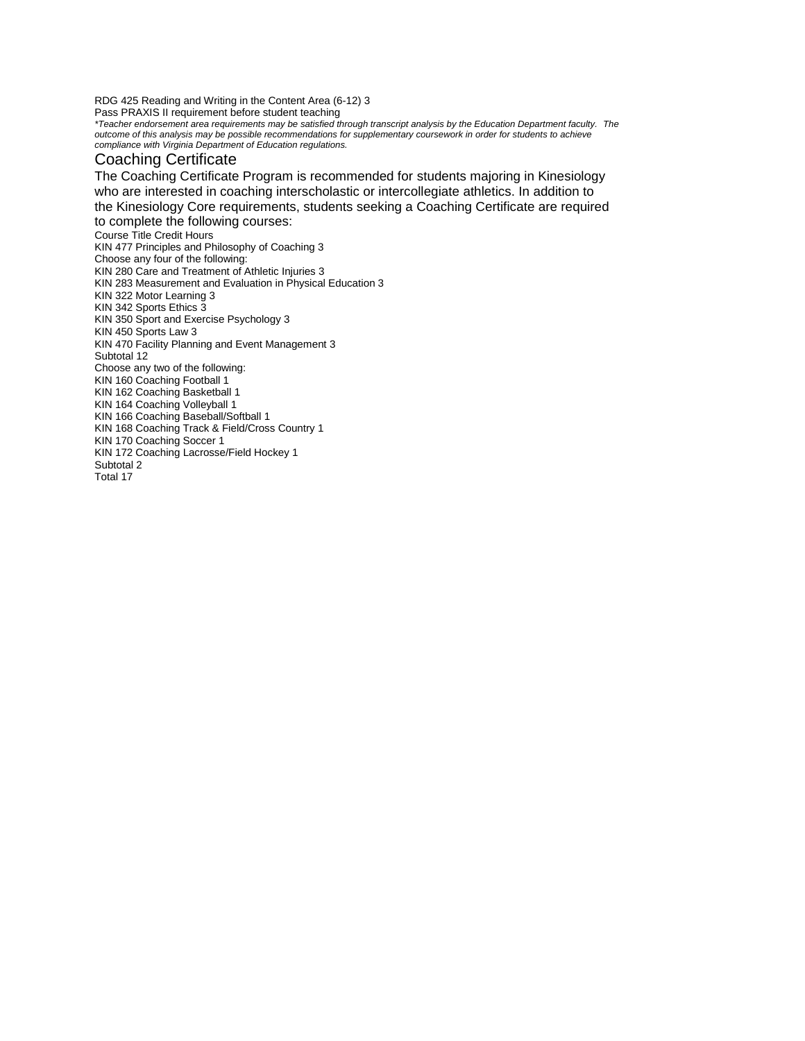RDG 425 Reading and Writing in the Content Area (6-12) 3

Pass PRAXIS II requirement before student teaching

*\*Teacher endorsement area requirements may be satisfied through transcript analysis by the Education Department faculty. The outcome of this analysis may be possible recommendations for supplementary coursework in order for students to achieve compliance with Virginia Department of Education regulations.*

## Coaching Certificate

The Coaching Certificate Program is recommended for students majoring in Kinesiology who are interested in coaching interscholastic or intercollegiate athletics. In addition to the Kinesiology Core requirements, students seeking a Coaching Certificate are required to complete the following courses:

Course Title Credit Hours

KIN 477 Principles and Philosophy of Coaching 3

Choose any four of the following:

KIN 280 Care and Treatment of Athletic Injuries 3

KIN 283 Measurement and Evaluation in Physical Education 3

KIN 322 Motor Learning 3

KIN 342 Sports Ethics 3

KIN 350 Sport and Exercise Psychology 3

KIN 450 Sports Law 3

KIN 470 Facility Planning and Event Management 3

Subtotal 12

Choose any two of the following:

KIN 160 Coaching Football 1

KIN 162 Coaching Basketball 1

KIN 164 Coaching Volleyball 1

KIN 166 Coaching Baseball/Softball 1

KIN 168 Coaching Track & Field/Cross Country 1

KIN 170 Coaching Soccer 1

KIN 172 Coaching Lacrosse/Field Hockey 1

Subtotal 2

Total 17